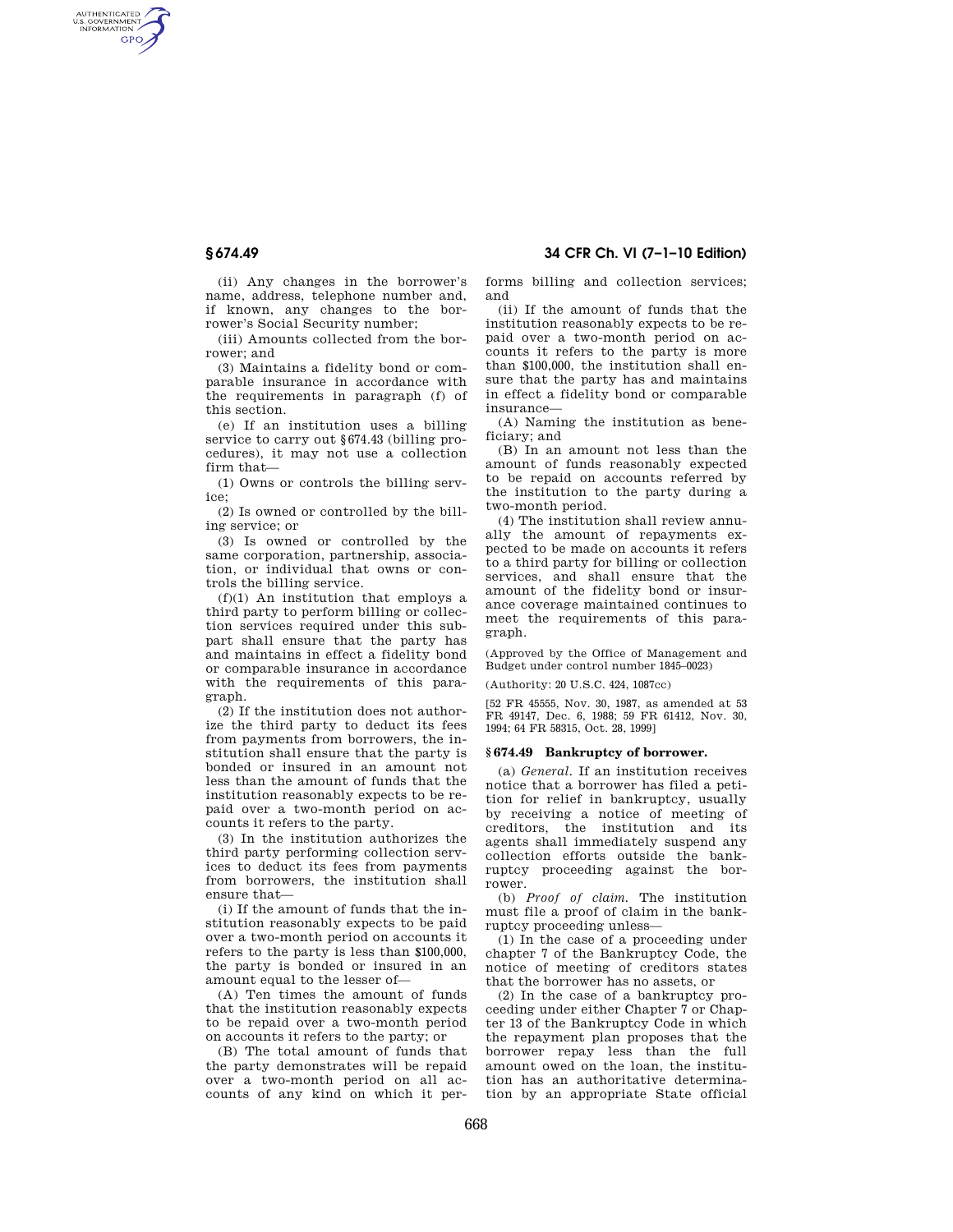(ii) Any changes in the borrower's name, address, telephone number and, if known, any changes to the borrower's Social Security number;

(iii) Amounts collected from the borrower; and

(3) Maintains a fidelity bond or comparable insurance in accordance with the requirements in paragraph (f) of this section.

(e) If an institution uses a billing service to carry out §674.43 (billing procedures), it may not use a collection firm that—

(1) Owns or controls the billing service;

(2) Is owned or controlled by the billing service; or

(3) Is owned or controlled by the same corporation, partnership, association, or individual that owns or controls the billing service.

(f)(1) An institution that employs a third party to perform billing or collection services required under this subpart shall ensure that the party has and maintains in effect a fidelity bond or comparable insurance in accordance with the requirements of this paragraph.

(2) If the institution does not authorize the third party to deduct its fees from payments from borrowers, the institution shall ensure that the party is bonded or insured in an amount not less than the amount of funds that the institution reasonably expects to be repaid over a two-month period on accounts it refers to the party.

(3) In the institution authorizes the third party performing collection services to deduct its fees from payments from borrowers, the institution shall ensure that—

(i) If the amount of funds that the institution reasonably expects to be paid over a two-month period on accounts it refers to the party is less than $100,000, the party is bonded or insured in an amount equal to the lesser of—

(A) Ten times the amount of funds that the institution reasonably expects to be repaid over a two-month period on accounts it refers to the party; or

(B) The total amount of funds that the party demonstrates will be repaid over a two-month period on all accounts of any kind on which it performs billing and collection services; and

(ii) If the amount of funds that the institution reasonably expects to be repaid over a two-month period on accounts it refers to the party is more than $100,000, the institution shall ensure that the party has and maintains in effect a fidelity bond or comparable insurance—

(A) Naming the institution as beneficiary; and

(B) In an amount not less than the amount of funds reasonably expected to be repaid on accounts referred by the institution to the party during a two-month period.

(4) The institution shall review annually the amount of repayments expected to be made on accounts it refers to a third party for billing or collection services, and shall ensure that the amount of the fidelity bond or insurance coverage maintained continues to meet the requirements of this paragraph.

(Approved by the Office of Management and Budget under control number 1845–0023)

(Authority: 20 U.S.C. 424, 1087cc)

[52 FR 45555, Nov. 30, 1987, as amended at 53 FR 49147, Dec. 6, 1988; 59 FR 61412, Nov. 30, 1994; 64 FR 58315, Oct. 28, 1999]

## § 674.49 Bankruptcy of borrower.

(a) *General.* If an institution receives notice that a borrower has filed a petition for relief in bankruptcy, usually by receiving a notice of meeting of creditors, the institution and its agents shall immediately suspend any collection efforts outside the bankruptcy proceeding against the borrower.

(b) *Proof of claim.* The institution must file a proof of claim in the bankruptcy proceeding unless—

(1) In the case of a proceeding under chapter 7 of the Bankruptcy Code, the notice of meeting of creditors states that the borrower has no assets, or

(2) In the case of a bankruptcy proceeding under either Chapter 7 or Chapter 13 of the Bankruptcy Code in which the repayment plan proposes that the borrower repay less than the full amount owed on the loan, the institution has an authoritative determination by an appropriate State official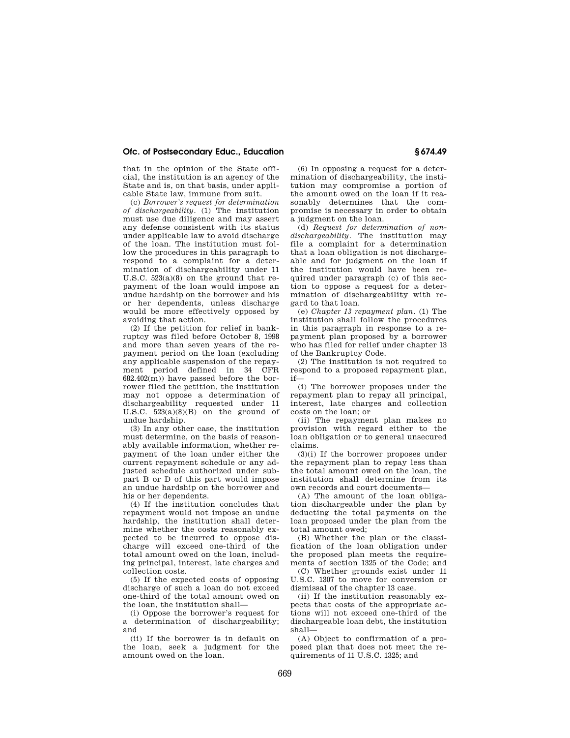that in the opinion of the State official, the institution is an agency of the State and is, on that basis, under applicable State law, immune from suit.

(c) *Borrower's request for determination of dischargeability.* (1) The institution must use due diligence and may assert any defense consistent with its status under applicable law to avoid discharge of the loan. The institution must follow the procedures in this paragraph to respond to a complaint for a determination of dischargeability under 11 U.S.C. 523(a)(8) on the ground that repayment of the loan would impose an undue hardship on the borrower and his or her dependents, unless discharge would be more effectively opposed by avoiding that action.

(2) If the petition for relief in bankruptcy was filed before October 8, 1998 and more than seven years of the repayment period on the loan (excluding any applicable suspension of the repayment period defined in 34 CFR 682.402(m)) have passed before the borrower filed the petition, the institution may not oppose a determination of dischargeability requested under 11 U.S.C. 523(a)(8)(B) on the ground of undue hardship.

(3) In any other case, the institution must determine, on the basis of reasonably available information, whether repayment of the loan under either the current repayment schedule or any adjusted schedule authorized under subpart B or D of this part would impose an undue hardship on the borrower and his or her dependents.

(4) If the institution concludes that repayment would not impose an undue hardship, the institution shall determine whether the costs reasonably expected to be incurred to oppose discharge will exceed one-third of the total amount owed on the loan, including principal, interest, late charges and collection costs.

(5) If the expected costs of opposing discharge of such a loan do not exceed one-third of the total amount owed on the loan, the institution shall—

(i) Oppose the borrower's request for a determination of dischargeability; and

(ii) If the borrower is in default on the loan, seek a judgment for the amount owed on the loan.

(6) In opposing a request for a determination of dischargeability, the institution may compromise a portion of the amount owed on the loan if it reasonably determines that the compromise is necessary in order to obtain a judgment on the loan.

(d) *Request for determination of non-dischargeability.* The institution may file a complaint for a determination that a loan obligation is not dischargeable and for judgment on the loan if the institution would have been required under paragraph (c) of this section to oppose a request for a determination of dischargeability with regard to that loan.

(e) *Chapter 13 repayment plan.* (1) The institution shall follow the procedures in this paragraph in response to a repayment plan proposed by a borrower who has filed for relief under chapter 13 of the Bankruptcy Code.

(2) The institution is not required to respond to a proposed repayment plan, if—

(i) The borrower proposes under the repayment plan to repay all principal, interest, late charges and collection costs on the loan; or

(ii) The repayment plan makes no provision with regard either to the loan obligation or to general unsecured claims.

(3)(i) If the borrower proposes under the repayment plan to repay less than the total amount owed on the loan, the institution shall determine from its own records and court documents—

(A) The amount of the loan obligation dischargeable under the plan by deducting the total payments on the loan proposed under the plan from the total amount owed;

(B) Whether the plan or the classification of the loan obligation under the proposed plan meets the requirements of section 1325 of the Code; and

(C) Whether grounds exist under 11 U.S.C. 1307 to move for conversion or dismissal of the chapter 13 case.

(ii) If the institution reasonably expects that costs of the appropriate actions will not exceed one-third of the dischargeable loan debt, the institution shall—

(A) Object to confirmation of a proposed plan that does not meet the requirements of 11 U.S.C. 1325; and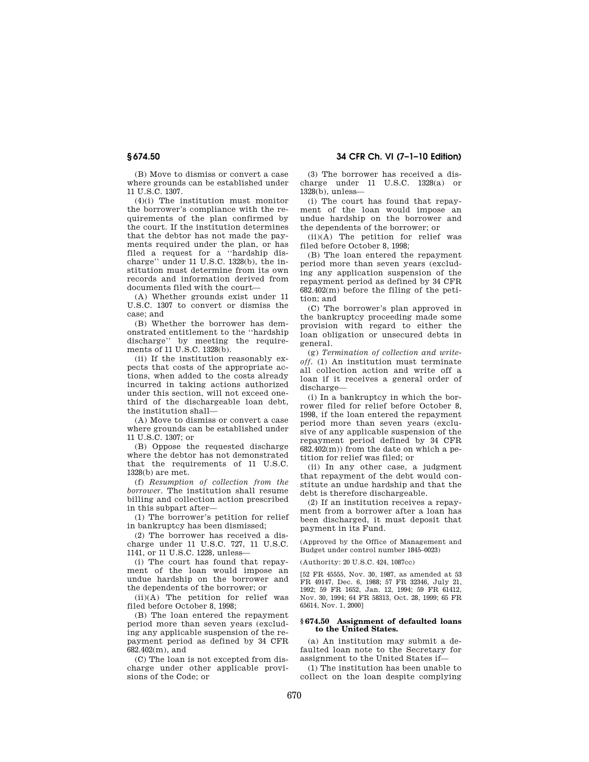(B) Move to dismiss or convert a case where grounds can be established under 11 U.S.C. 1307.

(4)(i) The institution must monitor the borrower's compliance with the requirements of the plan confirmed by the court. If the institution determines that the debtor has not made the payments required under the plan, or has filed a request for a ''hardship discharge'' under 11 U.S.C. 1328(b), the institution must determine from its own records and information derived from documents filed with the court—

(A) Whether grounds exist under 11 U.S.C. 1307 to convert or dismiss the case; and

(B) Whether the borrower has demonstrated entitlement to the ''hardship discharge'' by meeting the requirements of 11 U.S.C. 1328(b).

(ii) If the institution reasonably expects that costs of the appropriate actions, when added to the costs already incurred in taking actions authorized under this section, will not exceed one-third of the dischargeable loan debt, the institution shall—

(A) Move to dismiss or convert a case where grounds can be established under 11 U.S.C. 1307; or

(B) Oppose the requested discharge where the debtor has not demonstrated that the requirements of 11 U.S.C. 1328(b) are met.

(f) *Resumption of collection from the borrower.* The institution shall resume billing and collection action prescribed in this subpart after—

(1) The borrower's petition for relief in bankruptcy has been dismissed;

(2) The borrower has received a discharge under 11 U.S.C. 727, 11 U.S.C. 1141, or 11 U.S.C. 1228, unless—

(i) The court has found that repayment of the loan would impose an undue hardship on the borrower and the dependents of the borrower; or

(ii)(A) The petition for relief was filed before October 8, 1998;

(B) The loan entered the repayment period more than seven years (excluding any applicable suspension of the repayment period as defined by 34 CFR 682.402(m), and

(C) The loan is not excepted from discharge under other applicable provisions of the Code; or

(3) The borrower has received a discharge under 11 U.S.C. 1328(a) or 1328(b), unless—

(i) The court has found that repayment of the loan would impose an undue hardship on the borrower and the dependents of the borrower; or

(ii)(A) The petition for relief was filed before October 8, 1998;

(B) The loan entered the repayment period more than seven years (excluding any application suspension of the repayment period as defined by 34 CFR 682.402(m) before the filing of the petition; and

(C) The borrower's plan approved in the bankruptcy proceeding made some provision with regard to either the loan obligation or unsecured debts in general.

(g) *Termination of collection and write-off.* (1) An institution must terminate all collection action and write off a loan if it receives a general order of discharge—

(i) In a bankruptcy in which the borrower filed for relief before October 8, 1998, if the loan entered the repayment period more than seven years (exclusive of any applicable suspension of the repayment period defined by 34 CFR 682.402(m)) from the date on which a petition for relief was filed; or

(ii) In any other case, a judgment that repayment of the debt would constitute an undue hardship and that the debt is therefore dischargeable.

(2) If an institution receives a repayment from a borrower after a loan has been discharged, it must deposit that payment in its Fund.

(Approved by the Office of Management and Budget under control number 1845–0023)

(Authority: 20 U.S.C. 424, 1087cc)

[52 FR 45555, Nov. 30, 1987, as amended at 53 FR 49147, Dec. 6, 1988; 57 FR 32346, July 21, 1992; 59 FR 1652, Jan. 12, 1994; 59 FR 61412, Nov. 30, 1994; 64 FR 58313, Oct. 28, 1999; 65 FR 65614, Nov. 1, 2000]

## § 674.50 Assignment of defaulted loans to the United States.

(a) An institution may submit a defaulted loan note to the Secretary for assignment to the United States if—

(1) The institution has been unable to collect on the loan despite complying